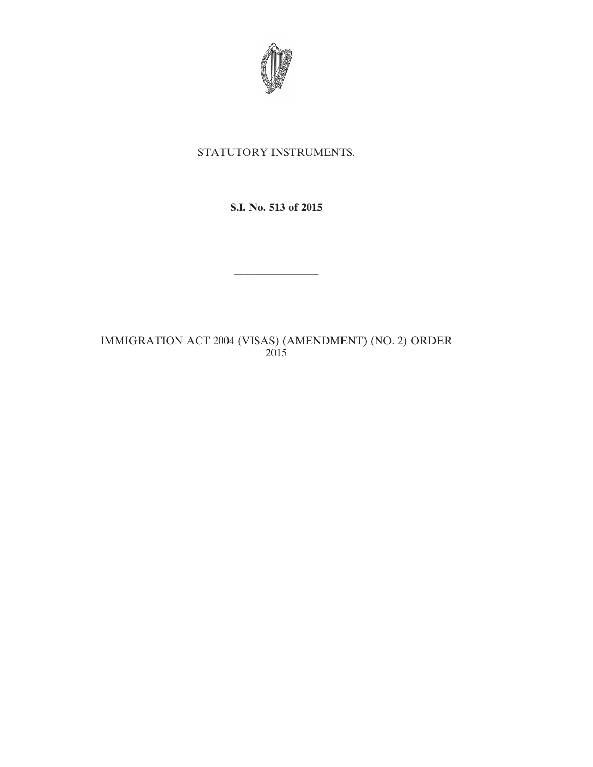STATUTORY INSTRUMENTS.

**S.I. No. 513 of 2015**

---

IMMIGRATION ACT 2004 (VISAS) (AMENDMENT) (NO. 2) ORDER 2015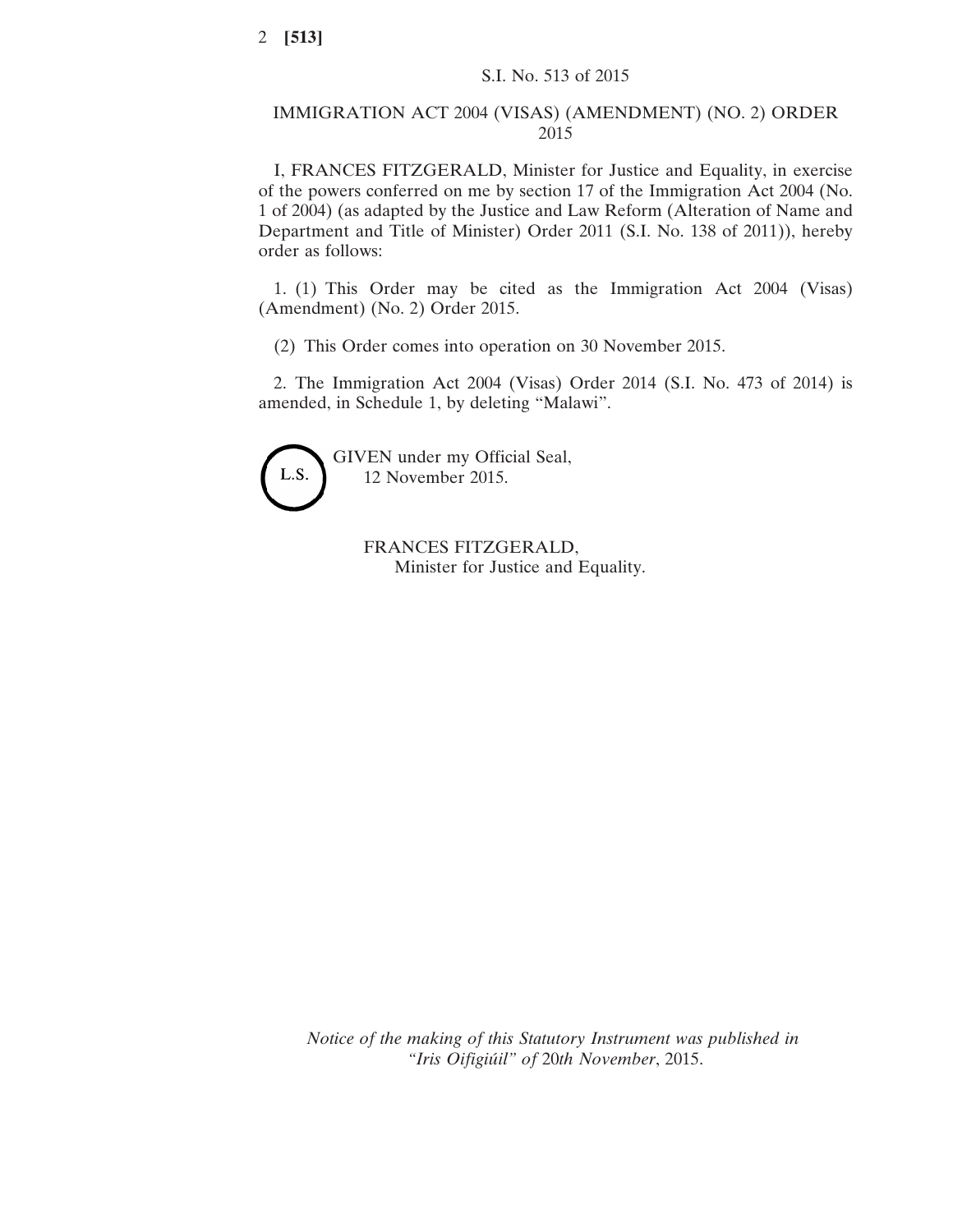S.I. No. 513 of 2015

IMMIGRATION ACT 2004 (VISAS) (AMENDMENT) (NO. 2) ORDER 2015

I, FRANCES FITZGERALD, Minister for Justice and Equality, in exercise of the powers conferred on me by section 17 of the Immigration Act 2004 (No. 1 of 2004) (as adapted by the Justice and Law Reform (Alteration of Name and Department and Title of Minister) Order 2011 (S.I. No. 138 of 2011)), hereby order as follows:

1. (1) This Order may be cited as the Immigration Act 2004 (Visas) (Amendment) (No. 2) Order 2015.

(2) This Order comes into operation on 30 November 2015.

2. The Immigration Act 2004 (Visas) Order 2014 (S.I. No. 473 of 2014) is amended, in Schedule 1, by deleting “Malawi”.

L.S.

GIVEN under my Official Seal,
12 November 2015.

FRANCES FITZGERALD,
Minister for Justice and Equality.

*Notice of the making of this Statutory Instrument was published in “Iris Oifigiúil” of 20th November, 2015.*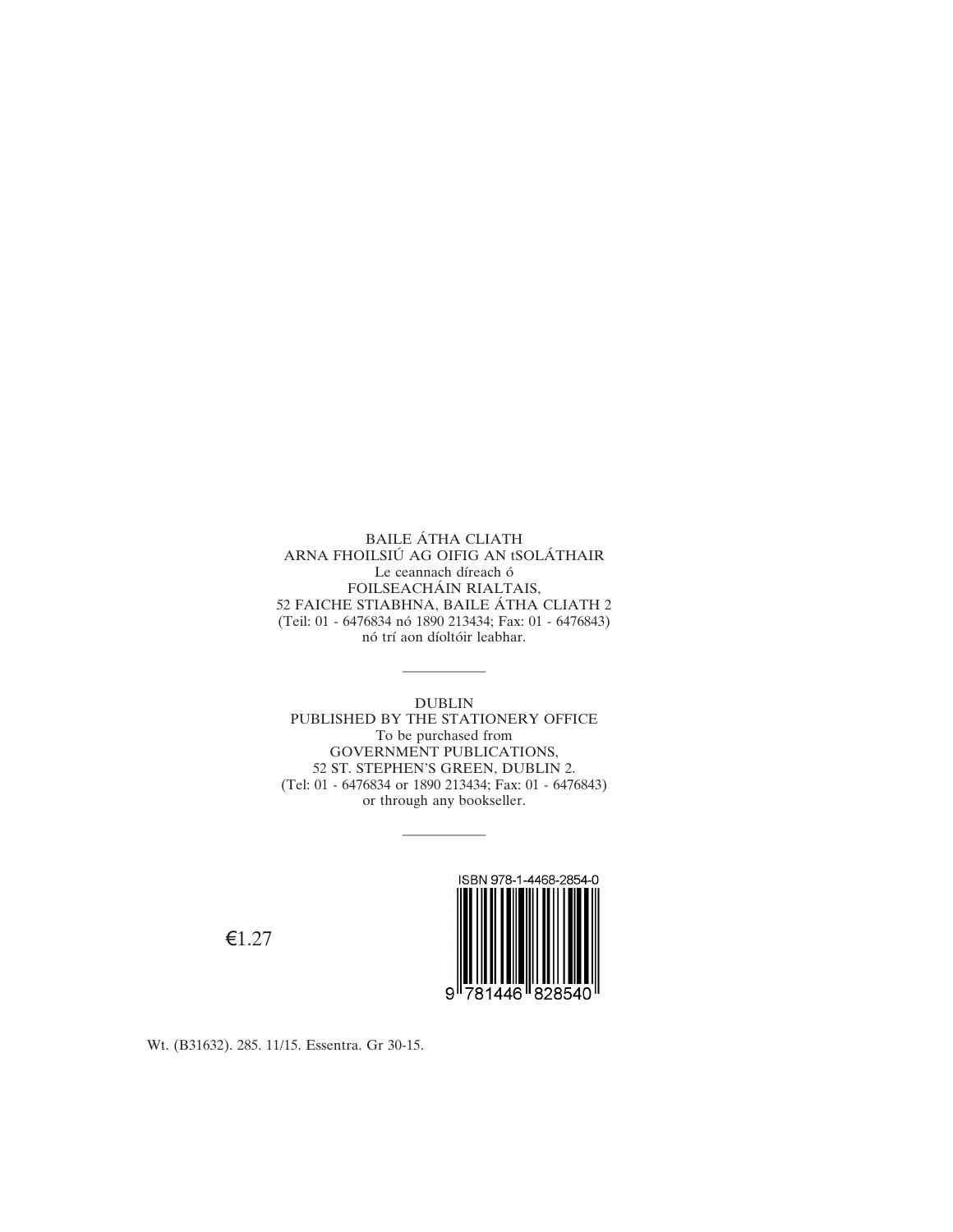BAILE ÁTHA CLIATH
ARNA FHOILSIÚ AG OIFIG AN tSOLÁTHAIR
Le ceannach díreach ó
FOILSEACHÁIN RIALTAIS,
52 FAICHE STIABHNA, BAILE ÁTHA CLIATH 2
(Teil: 01 - 6476834 nó 1890 213434; Fax: 01 - 6476843)
nó trí aon díoltóir leabhar.

---

DUBLIN
PUBLISHED BY THE STATIONERY OFFICE
To be purchased from
GOVERNMENT PUBLICATIONS,
52 ST. STEPHEN'S GREEN, DUBLIN 2.
(Tel: 01 - 6476834 or 1890 213434; Fax: 01 - 6476843)
or through any bookseller.

---

€1.27

ISBN 978-1-4468-2854-0

9 781446 828540

Wt. (B31632). 285. 11/15. Essentra. Gr 30-15.